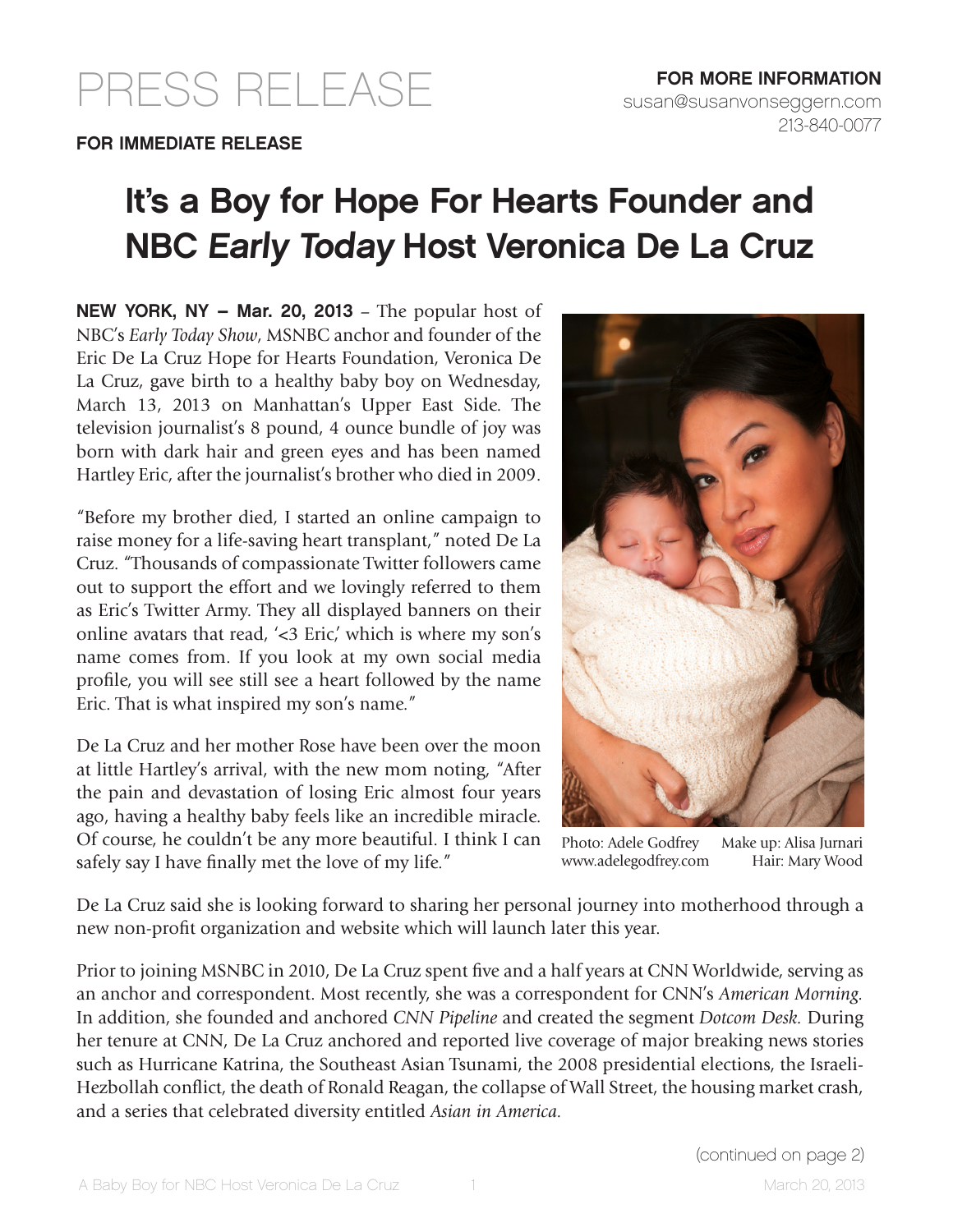# PRESS RELEASE

**FOR IMMEDIATE RELEASE**

**FOR MORE INFORMATION**
susan@susanvonseggern.com
213-840-0077

## It's a Boy for Hope For Hearts Founder and NBC *Early Today* Host Veronica De La Cruz

**NEW YORK, NY – Mar. 20, 2013** – The popular host of NBC's *Early Today Show*, MSNBC anchor and founder of the Eric De La Cruz Hope for Hearts Foundation, Veronica De La Cruz, gave birth to a healthy baby boy on Wednesday, March 13, 2013 on Manhattan's Upper East Side. The television journalist's 8 pound, 4 ounce bundle of joy was born with dark hair and green eyes and has been named Hartley Eric, after the journalist's brother who died in 2009.

"Before my brother died, I started an online campaign to raise money for a life-saving heart transplant," noted De La Cruz. "Thousands of compassionate Twitter followers came out to support the effort and we lovingly referred to them as Eric's Twitter Army. They all displayed banners on their online avatars that read, '<3 Eric,' which is where my son's name comes from. If you look at my own social media profile, you will see still see a heart followed by the name Eric. That is what inspired my son's name."

Photo: Adele Godfrey www.adelegodfrey.com Make up: Alisa Jurnari Hair: Mary Wood

De La Cruz and her mother Rose have been over the moon at little Hartley's arrival, with the new mom noting, "After the pain and devastation of losing Eric almost four years ago, having a healthy baby feels like an incredible miracle. Of course, he couldn't be any more beautiful. I think I can safely say I have finally met the love of my life."

De La Cruz said she is looking forward to sharing her personal journey into motherhood through a new non-profit organization and website which will launch later this year.

Prior to joining MSNBC in 2010, De La Cruz spent five and a half years at CNN Worldwide, serving as an anchor and correspondent. Most recently, she was a correspondent for CNN's *American Morning.* In addition, she founded and anchored *CNN Pipeline* and created the segment *Dotcom Desk.* During her tenure at CNN, De La Cruz anchored and reported live coverage of major breaking news stories such as Hurricane Katrina, the Southeast Asian Tsunami, the 2008 presidential elections, the Israeli-Hezbollah conflict, the death of Ronald Reagan, the collapse of Wall Street, the housing market crash, and a series that celebrated diversity entitled *Asian in America.*

(continued on page 2)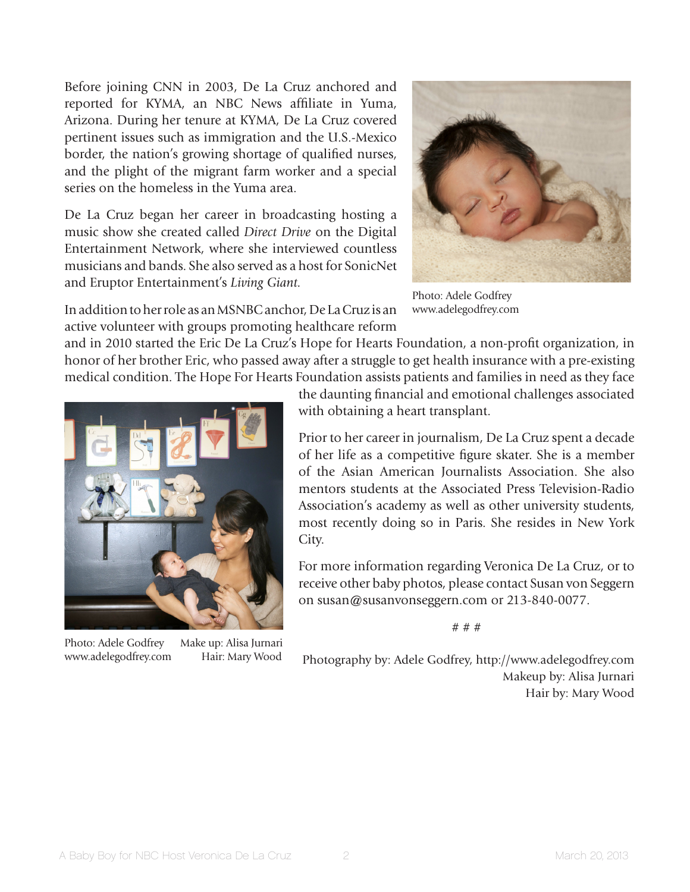Before joining CNN in 2003, De La Cruz anchored and reported for KYMA, an NBC News affiliate in Yuma, Arizona. During her tenure at KYMA, De La Cruz covered pertinent issues such as immigration and the U.S.-Mexico border, the nation's growing shortage of qualified nurses, and the plight of the migrant farm worker and a special series on the homeless in the Yuma area.

De La Cruz began her career in broadcasting hosting a music show she created called *Direct Drive* on the Digital Entertainment Network, where she interviewed countless musicians and bands. She also served as a host for SonicNet and Eruptor Entertainment's *Living Giant.*

Photo: Adele Godfrey
www.adelegodfrey.com

In addition to her role as an MSNBC anchor, De La Cruz is an active volunteer with groups promoting healthcare reform and in 2010 started the Eric De La Cruz's Hope for Hearts Foundation, a non-profit organization, in honor of her brother Eric, who passed away after a struggle to get health insurance with a pre-existing medical condition. The Hope For Hearts Foundation assists patients and families in need as they face the daunting financial and emotional challenges associated with obtaining a heart transplant.

Photo: Adele Godfrey
www.adelegodfrey.com
Make up: Alisa Jurnari
Hair: Mary Wood

Prior to her career in journalism, De La Cruz spent a decade of her life as a competitive figure skater. She is a member of the Asian American Journalists Association. She also mentors students at the Associated Press Television-Radio Association's academy as well as other university students, most recently doing so in Paris. She resides in New York City.

For more information regarding Veronica De La Cruz, or to receive other baby photos, please contact Susan von Seggern on susan@susanvonseggern.com or 213-840-0077.

# # #

Photography by: Adele Godfrey, http://www.adelegodfrey.com
Makeup by: Alisa Jurnari
Hair by: Mary Wood